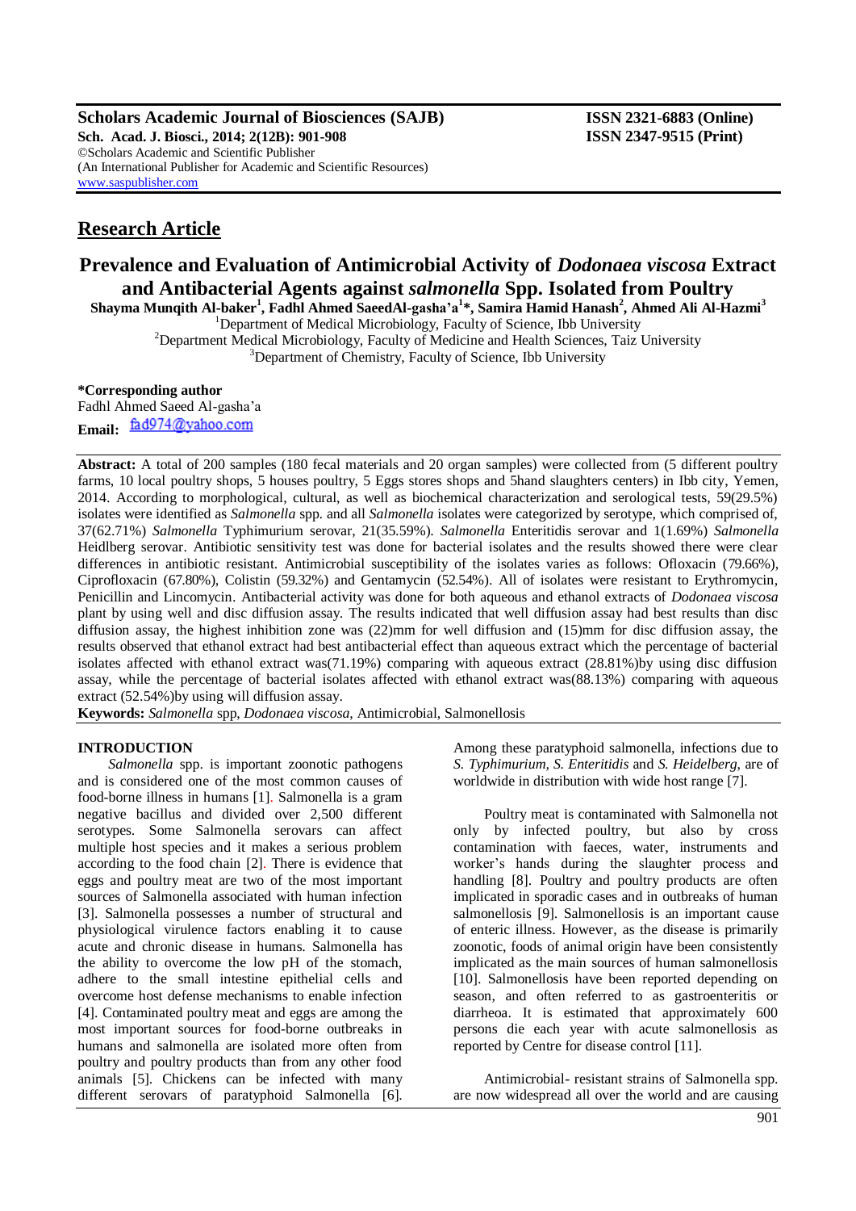# Research Article

# Prevalence and Evaluation of Antimicrobial Activity of *Dodonaea viscosa* Extract and Antibacterial Agents against *salmonella* Spp. Isolated from Poultry

**Shayma Munqith Al-baker[1], Fadhl Ahmed SaeedAl-gasha'a[1]*, Samira Hamid Hanash[2], Ahmed Ali Al-Hazmi[3]**

[1]Department of Medical Microbiology, Faculty of Science, Ibb University
[2]Department Medical Microbiology, Faculty of Medicine and Health Sciences, Taiz University
[3]Department of Chemistry, Faculty of Science, Ibb University

**\*Corresponding author**
Fadhl Ahmed Saeed Al-gasha'a
**Email:** fad974@yahoo.com

**Abstract:** A total of 200 samples (180 fecal materials and 20 organ samples) were collected from (5 different poultry farms, 10 local poultry shops, 5 houses poultry, 5 Eggs stores shops and 5hand slaughters centers) in Ibb city, Yemen, 2014. According to morphological, cultural, as well as biochemical characterization and serological tests, 59(29.5%) isolates were identified as *Salmonella* spp. and all *Salmonella* isolates were categorized by serotype, which comprised of, 37(62.71%) *Salmonella* Typhimurium serovar, 21(35.59%). *Salmonella* Enteritidis serovar and 1(1.69%) *Salmonella* Heidlberg serovar. Antibiotic sensitivity test was done for bacterial isolates and the results showed there were clear differences in antibiotic resistant. Antimicrobial susceptibility of the isolates varies as follows: Ofloxacin (79.66%), Ciprofloxacin (67.80%), Colistin (59.32%) and Gentamycin (52.54%). All of isolates were resistant to Erythromycin, Penicillin and Lincomycin. Antibacterial activity was done for both aqueous and ethanol extracts of *Dodonaea viscosa* plant by using well and disc diffusion assay. The results indicated that well diffusion assay had best results than disc diffusion assay, the highest inhibition zone was (22)mm for well diffusion and (15)mm for disc diffusion assay, the results observed that ethanol extract had best antibacterial effect than aqueous extract which the percentage of bacterial isolates affected with ethanol extract was(71.19%) comparing with aqueous extract (28.81%)by using disc diffusion assay, while the percentage of bacterial isolates affected with ethanol extract was(88.13%) comparing with aqueous extract (52.54%)by using will diffusion assay.

**Keywords:** *Salmonella* spp, *Dodonaea viscosa*, Antimicrobial, Salmonellosis

## INTRODUCTION

*Salmonella* spp. is important zoonotic pathogens and is considered one of the most common causes of food-borne illness in humans [1]. Salmonella is a gram negative bacillus and divided over 2,500 different serotypes. Some Salmonella serovars can affect multiple host species and it makes a serious problem according to the food chain [2]. There is evidence that eggs and poultry meat are two of the most important sources of Salmonella associated with human infection [3]. Salmonella possesses a number of structural and physiological virulence factors enabling it to cause acute and chronic disease in humans. Salmonella has the ability to overcome the low pH of the stomach, adhere to the small intestine epithelial cells and overcome host defense mechanisms to enable infection [4]. Contaminated poultry meat and eggs are among the most important sources for food-borne outbreaks in humans and salmonella are isolated more often from poultry and poultry products than from any other food animals [5]. Chickens can be infected with many different serovars of paratyphoid Salmonella [6]. Among these paratyphoid salmonella, infections due to *S. Typhimurium*, *S. Enteritidis* and *S. Heidelberg*, are of worldwide in distribution with wide host range [7].

Poultry meat is contaminated with Salmonella not only by infected poultry, but also by cross contamination with faeces, water, instruments and worker's hands during the slaughter process and handling [8]. Poultry and poultry products are often implicated in sporadic cases and in outbreaks of human salmonellosis [9]. Salmonellosis is an important cause of enteric illness. However, as the disease is primarily zoonotic, foods of animal origin have been consistently implicated as the main sources of human salmonellosis [10]. Salmonellosis have been reported depending on season, and often referred to as gastroenteritis or diarrheoa. It is estimated that approximately 600 persons die each year with acute salmonellosis as reported by Centre for disease control [11].

Antimicrobial- resistant strains of Salmonella spp. are now widespread all over the world and are causing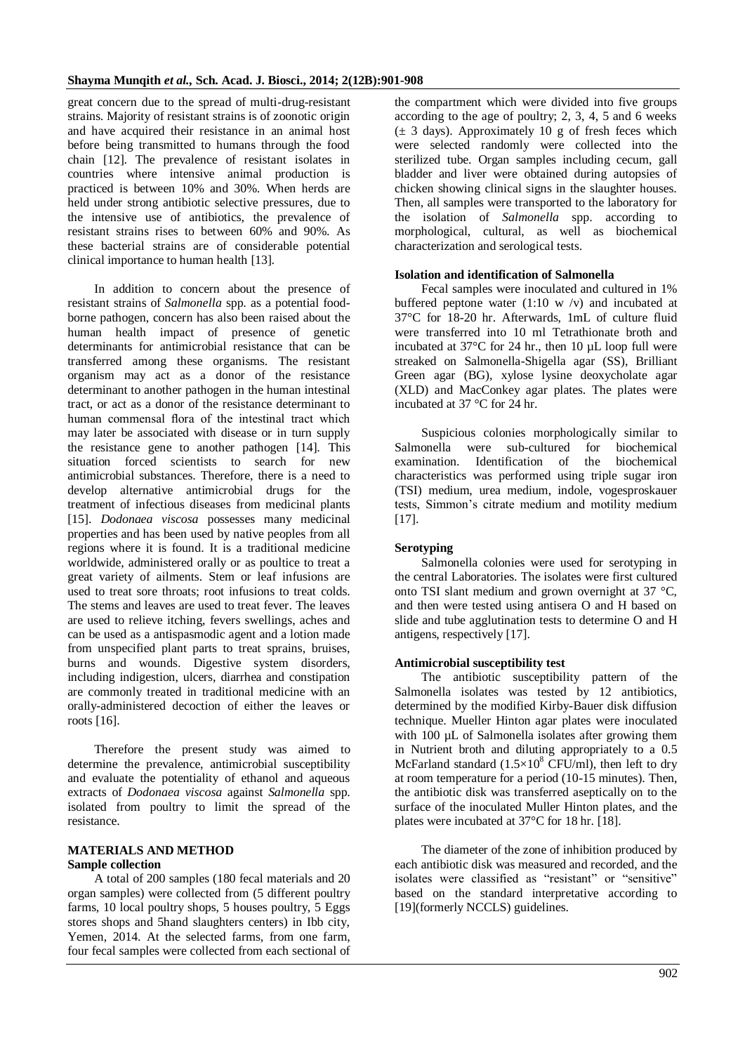great concern due to the spread of multi-drug-resistant strains. Majority of resistant strains is of zoonotic origin and have acquired their resistance in an animal host before being transmitted to humans through the food chain [12]. The prevalence of resistant isolates in countries where intensive animal production is practiced is between 10% and 30%. When herds are held under strong antibiotic selective pressures, due to the intensive use of antibiotics, the prevalence of resistant strains rises to between 60% and 90%. As these bacterial strains are of considerable potential clinical importance to human health [13].

In addition to concern about the presence of resistant strains of *Salmonella* spp. as a potential food-borne pathogen, concern has also been raised about the human health impact of presence of genetic determinants for antimicrobial resistance that can be transferred among these organisms. The resistant organism may act as a donor of the resistance determinant to another pathogen in the human intestinal tract, or act as a donor of the resistance determinant to human commensal flora of the intestinal tract which may later be associated with disease or in turn supply the resistance gene to another pathogen [14]. This situation forced scientists to search for new antimicrobial substances. Therefore, there is a need to develop alternative antimicrobial drugs for the treatment of infectious diseases from medicinal plants [15]. *Dodonaea viscosa* possesses many medicinal properties and has been used by native peoples from all regions where it is found. It is a traditional medicine worldwide, administered orally or as poultice to treat a great variety of ailments. Stem or leaf infusions are used to treat sore throats; root infusions to treat colds. The stems and leaves are used to treat fever. The leaves are used to relieve itching, fevers swellings, aches and can be used as a antispasmodic agent and a lotion made from unspecified plant parts to treat sprains, bruises, burns and wounds. Digestive system disorders, including indigestion, ulcers, diarrhea and constipation are commonly treated in traditional medicine with an orally-administered decoction of either the leaves or roots [16].

Therefore the present study was aimed to determine the prevalence, antimicrobial susceptibility and evaluate the potentiality of ethanol and aqueous extracts of *Dodonaea viscosa* against *Salmonella* spp. isolated from poultry to limit the spread of the resistance.

## MATERIALS AND METHOD

### Sample collection

A total of 200 samples (180 fecal materials and 20 organ samples) were collected from (5 different poultry farms, 10 local poultry shops, 5 houses poultry, 5 Eggs stores shops and 5hand slaughters centers) in Ibb city, Yemen, 2014. At the selected farms, from one farm, four fecal samples were collected from each sectional of the compartment which were divided into five groups according to the age of poultry; 2, 3, 4, 5 and 6 weeks (± 3 days). Approximately 10 g of fresh feces which were selected randomly were collected into the sterilized tube. Organ samples including cecum, gall bladder and liver were obtained during autopsies of chicken showing clinical signs in the slaughter houses. Then, all samples were transported to the laboratory for the isolation of *Salmonella* spp. according to morphological, cultural, as well as biochemical characterization and serological tests.

### Isolation and identification of Salmonella

Fecal samples were inoculated and cultured in 1% buffered peptone water (1:10 w /v) and incubated at 37°C for 18-20 hr. Afterwards, 1mL of culture fluid were transferred into 10 ml Tetrathionate broth and incubated at 37°C for 24 hr., then 10 µL loop full were streaked on Salmonella-Shigella agar (SS), Brilliant Green agar (BG), xylose lysine deoxycholate agar (XLD) and MacConkey agar plates. The plates were incubated at 37 °C for 24 hr.

Suspicious colonies morphologically similar to Salmonella were sub-cultured for biochemical examination. Identification of the biochemical characteristics was performed using triple sugar iron (TSI) medium, urea medium, indole, vogesproskauer tests, Simmon's citrate medium and motility medium [17].

### Serotyping

Salmonella colonies were used for serotyping in the central Laboratories. The isolates were first cultured onto TSI slant medium and grown overnight at 37 °C, and then were tested using antisera O and H based on slide and tube agglutination tests to determine O and H antigens, respectively [17].

### Antimicrobial susceptibility test

The antibiotic susceptibility pattern of the Salmonella isolates was tested by 12 antibiotics, determined by the modified Kirby-Bauer disk diffusion technique. Mueller Hinton agar plates were inoculated with 100 µL of Salmonella isolates after growing them in Nutrient broth and diluting appropriately to a 0.5 McFarland standard ($1.5\times10^{8}$ CFU/ml), then left to dry at room temperature for a period (10-15 minutes). Then, the antibiotic disk was transferred aseptically on to the surface of the inoculated Muller Hinton plates, and the plates were incubated at 37°C for 18 hr. [18].

The diameter of the zone of inhibition produced by each antibiotic disk was measured and recorded, and the isolates were classified as "resistant" or "sensitive" based on the standard interpretative according to [19](formerly NCCLS) guidelines.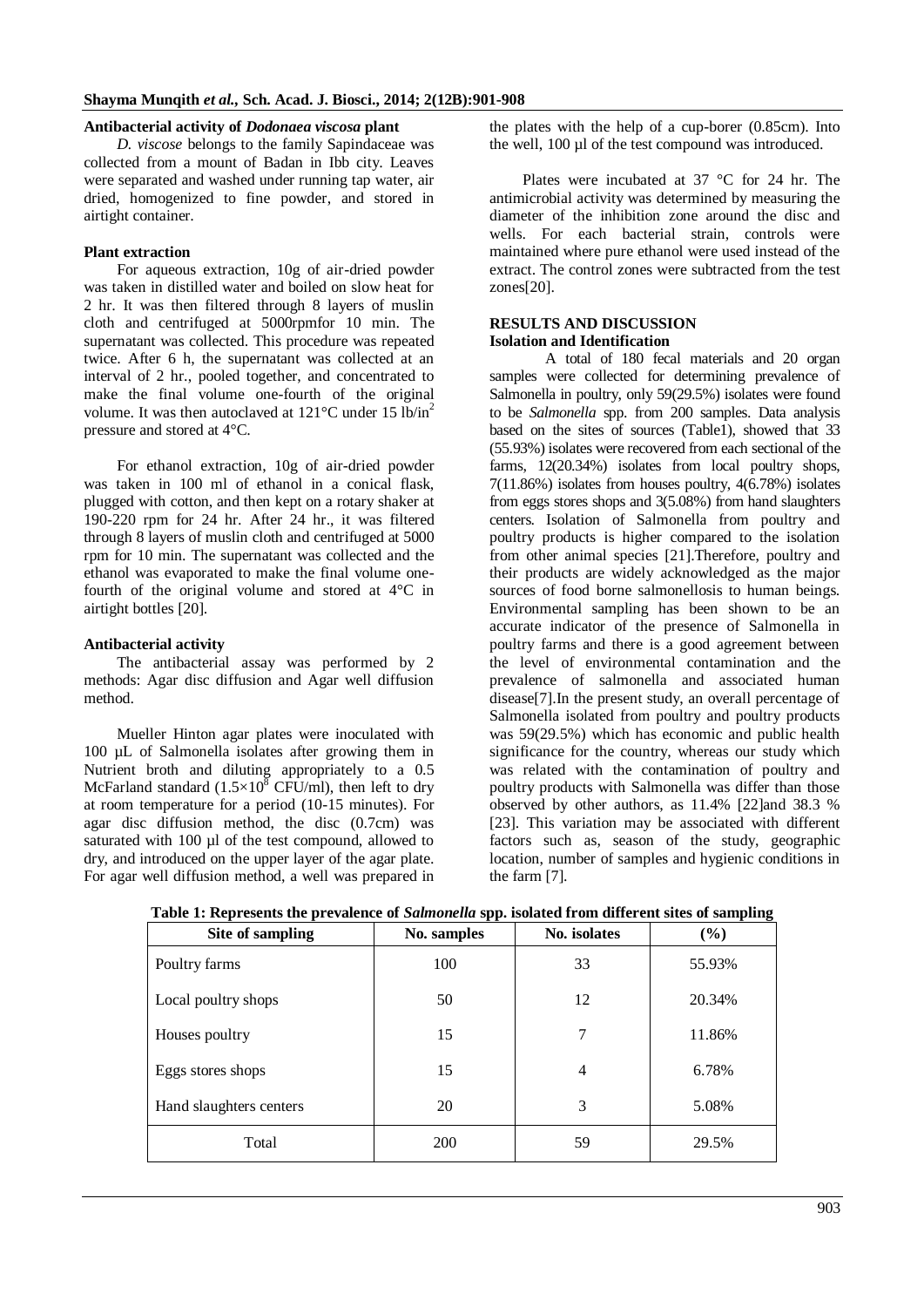### Antibacterial activity of *Dodonaea viscosa* plant

*D. viscose* belongs to the family Sapindaceae was collected from a mount of Badan in Ibb city. Leaves were separated and washed under running tap water, air dried, homogenized to fine powder, and stored in airtight container.

### Plant extraction

For aqueous extraction, 10g of air-dried powder was taken in distilled water and boiled on slow heat for 2 hr. It was then filtered through 8 layers of muslin cloth and centrifuged at 5000rpmfor 10 min. The supernatant was collected. This procedure was repeated twice. After 6 h, the supernatant was collected at an interval of 2 hr., pooled together, and concentrated to make the final volume one-fourth of the original volume. It was then autoclaved at 121°C under 15 $lb/in^2$ pressure and stored at 4°C.

For ethanol extraction, 10g of air-dried powder was taken in 100 ml of ethanol in a conical flask, plugged with cotton, and then kept on a rotary shaker at 190-220 rpm for 24 hr. After 24 hr., it was filtered through 8 layers of muslin cloth and centrifuged at 5000 rpm for 10 min. The supernatant was collected and the ethanol was evaporated to make the final volume one-fourth of the original volume and stored at 4°C in airtight bottles [20].

### Antibacterial activity

The antibacterial assay was performed by 2 methods: Agar disc diffusion and Agar well diffusion method.

Mueller Hinton agar plates were inoculated with 100 µL of Salmonella isolates after growing them in Nutrient broth and diluting appropriately to a 0.5 McFarland standard ($1.5\times10^8$ CFU/ml), then left to dry at room temperature for a period (10-15 minutes). For agar disc diffusion method, the disc (0.7cm) was saturated with 100 µl of the test compound, allowed to dry, and introduced on the upper layer of the agar plate. For agar well diffusion method, a well was prepared in the plates with the help of a cup-borer (0.85cm). Into the well, 100 µl of the test compound was introduced.

Plates were incubated at 37 °C for 24 hr. The antimicrobial activity was determined by measuring the diameter of the inhibition zone around the disc and wells. For each bacterial strain, controls were maintained where pure ethanol were used instead of the extract. The control zones were subtracted from the test zones[20].

## RESULTS AND DISCUSSION

### Isolation and Identification

A total of 180 fecal materials and 20 organ samples were collected for determining prevalence of Salmonella in poultry, only 59(29.5%) isolates were found to be *Salmonella* spp. from 200 samples. Data analysis based on the sites of sources (Table1), showed that 33 (55.93%) isolates were recovered from each sectional of the farms, 12(20.34%) isolates from local poultry shops, 7(11.86%) isolates from houses poultry, 4(6.78%) isolates from eggs stores shops and 3(5.08%) from hand slaughters centers. Isolation of Salmonella from poultry and poultry products is higher compared to the isolation from other animal species [21].Therefore, poultry and their products are widely acknowledged as the major sources of food borne salmonellosis to human beings. Environmental sampling has been shown to be an accurate indicator of the presence of Salmonella in poultry farms and there is a good agreement between the level of environmental contamination and the prevalence of salmonella and associated human disease[7].In the present study, an overall percentage of Salmonella isolated from poultry and poultry products was 59(29.5%) which has economic and public health significance for the country, whereas our study which was related with the contamination of poultry and poultry products with Salmonella was differ than those observed by other authors, as 11.4% [22]and 38.3 % [23]. This variation may be associated with different factors such as, season of the study, geographic location, number of samples and hygienic conditions in the farm [7].

**Table 1: Represents the prevalence of *Salmonella* spp. isolated from different sites of sampling**

| Site of sampling | No. samples | No. isolates | (%) |
|---|---|---|---|
| Poultry farms | 100 | 33 | 55.93% |
| Local poultry shops | 50 | 12 | 20.34% |
| Houses poultry | 15 | 7 | 11.86% |
| Eggs stores shops | 15 | 4 | 6.78% |
| Hand slaughters centers | 20 | 3 | 5.08% |
| Total | 200 | 59 | 29.5% |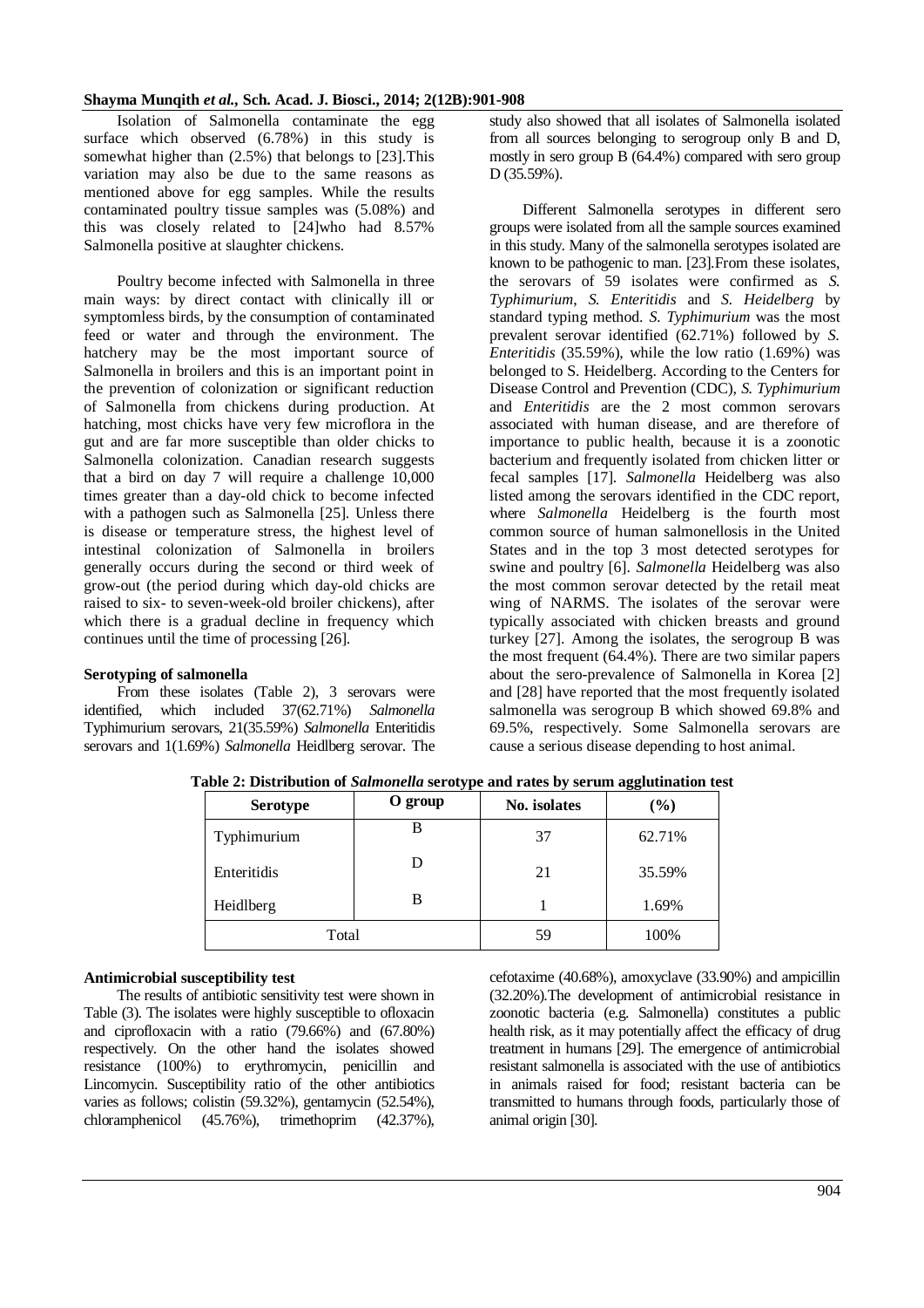Isolation of Salmonella contaminate the egg surface which observed (6.78%) in this study is somewhat higher than (2.5%) that belongs to [23].This variation may also be due to the same reasons as mentioned above for egg samples. While the results contaminated poultry tissue samples was (5.08%) and this was closely related to [24]who had 8.57% Salmonella positive at slaughter chickens.

Poultry become infected with Salmonella in three main ways: by direct contact with clinically ill or symptomless birds, by the consumption of contaminated feed or water and through the environment. The hatchery may be the most important source of Salmonella in broilers and this is an important point in the prevention of colonization or significant reduction of Salmonella from chickens during production. At hatching, most chicks have very few microflora in the gut and are far more susceptible than older chicks to Salmonella colonization. Canadian research suggests that a bird on day 7 will require a challenge 10,000 times greater than a day-old chick to become infected with a pathogen such as Salmonella [25]. Unless there is disease or temperature stress, the highest level of intestinal colonization of Salmonella in broilers generally occurs during the second or third week of grow-out (the period during which day-old chicks are raised to six- to seven-week-old broiler chickens), after which there is a gradual decline in frequency which continues until the time of processing [26].

**Serotyping of salmonella**

From these isolates (Table 2), 3 serovars were identified, which included 37(62.71%) *Salmonella* Typhimurium serovars, 21(35.59%) *Salmonella* Enteritidis serovars and 1(1.69%) *Salmonella* Heidlberg serovar. The study also showed that all isolates of Salmonella isolated from all sources belonging to serogroup only B and D, mostly in sero group B (64.4%) compared with sero group D (35.59%).

Different Salmonella serotypes in different sero groups were isolated from all the sample sources examined in this study. Many of the salmonella serotypes isolated are known to be pathogenic to man. [23].From these isolates, the serovars of 59 isolates were confirmed as *S. Typhimurium*, *S. Enteritidis* and *S. Heidelberg* by standard typing method. *S. Typhimurium* was the most prevalent serovar identified (62.71%) followed by *S. Enteritidis* (35.59%), while the low ratio (1.69%) was belonged to S. Heidelberg. According to the Centers for Disease Control and Prevention (CDC), *S. Typhimurium* and *Enteritidis* are the 2 most common serovars associated with human disease, and are therefore of importance to public health, because it is a zoonotic bacterium and frequently isolated from chicken litter or fecal samples [17]. *Salmonella* Heidelberg was also listed among the serovars identified in the CDC report, where *Salmonella* Heidelberg is the fourth most common source of human salmonellosis in the United States and in the top 3 most detected serotypes for swine and poultry [6]. *Salmonella* Heidelberg was also the most common serovar detected by the retail meat wing of NARMS. The isolates of the serovar were typically associated with chicken breasts and ground turkey [27]. Among the isolates, the serogroup B was the most frequent (64.4%). There are two similar papers about the sero-prevalence of Salmonella in Korea [2] and [28] have reported that the most frequently isolated salmonella was serogroup B which showed 69.8% and 69.5%, respectively. Some Salmonella serovars are cause a serious disease depending to host animal.

**Table 2: Distribution of *Salmonella* serotype and rates by serum agglutination test**

| Serotype | O group | No. isolates | (%) |
|---|---|---|---|
| Typhimurium | B | 37 | 62.71% |
| Enteritidis | D | 21 | 35.59% |
| Heidlberg | B | 1 | 1.69% |
| Total | | 59 | 100% |

**Antimicrobial susceptibility test**

The results of antibiotic sensitivity test were shown in Table (3). The isolates were highly susceptible to ofloxacin and ciprofloxacin with a ratio (79.66%) and (67.80%) respectively. On the other hand the isolates showed resistance (100%) to erythromycin, penicillin and Lincomycin. Susceptibility ratio of the other antibiotics varies as follows; colistin (59.32%), gentamycin (52.54%), chloramphenicol (45.76%), trimethoprim (42.37%), cefotaxime (40.68%), amoxyclave (33.90%) and ampicillin (32.20%).The development of antimicrobial resistance in zoonotic bacteria (e.g. Salmonella) constitutes a public health risk, as it may potentially affect the efficacy of drug treatment in humans [29]. The emergence of antimicrobial resistant salmonella is associated with the use of antibiotics in animals raised for food; resistant bacteria can be transmitted to humans through foods, particularly those of animal origin [30].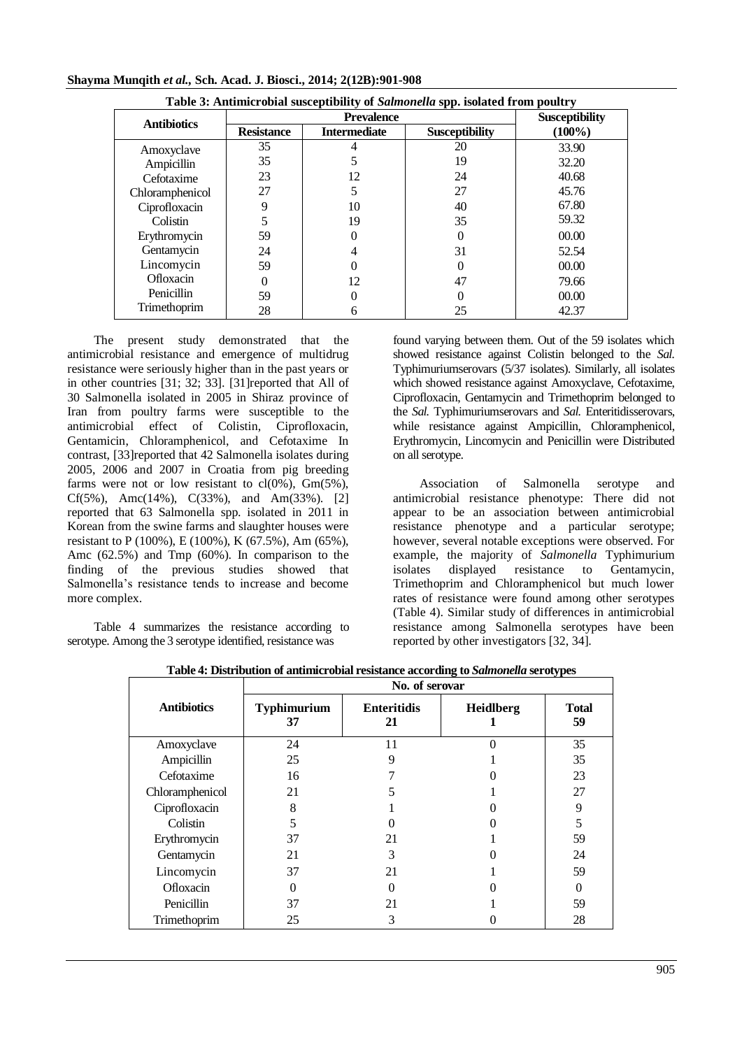**Table 3: Antimicrobial susceptibility of *Salmonella* spp. isolated from poultry**

| Antibiotics | Prevalence | | | Susceptibility (100%) |
|---|---|---|---|---|
| | Resistance | Intermediate | Susceptibility | |
| Amoxyclave | 35 | 4 | 20 | 33.90 |
| Ampicillin | 35 | 5 | 19 | 32.20 |
| Cefotaxime | 23 | 12 | 24 | 40.68 |
| Chloramphenicol | 27 | 5 | 27 | 45.76 |
| Ciprofloxacin | 9 | 10 | 40 | 67.80 |
| Colistin | 5 | 19 | 35 | 59.32 |
| Erythromycin | 59 | 0 | 0 | 00.00 |
| Gentamycin | 24 | 4 | 31 | 52.54 |
| Lincomycin | 59 | 0 | 0 | 00.00 |
| Ofloxacin | 0 | 12 | 47 | 79.66 |
| Penicillin | 59 | 0 | 0 | 00.00 |
| Trimethoprim | 28 | 6 | 25 | 42.37 |

The present study demonstrated that the antimicrobial resistance and emergence of multidrug resistance were seriously higher than in the past years or in other countries [31; 32; 33]. [31]reported that All of 30 Salmonella isolated in 2005 in Shiraz province of Iran from poultry farms were susceptible to the antimicrobial effect of Colistin, Ciprofloxacin, Gentamicin, Chloramphenicol, and Cefotaxime In contrast, [33]reported that 42 Salmonella isolates during 2005, 2006 and 2007 in Croatia from pig breeding farms were not or low resistant to cl(0%), Gm(5%), Cf(5%), Amc(14%), C(33%), and Am(33%). [2] reported that 63 Salmonella spp. isolated in 2011 in Korean from the swine farms and slaughter houses were resistant to P (100%), E (100%), K (67.5%), Am (65%), Amc (62.5%) and Tmp (60%). In comparison to the finding of the previous studies showed that Salmonella's resistance tends to increase and become more complex.

Table 4 summarizes the resistance according to serotype. Among the 3 serotype identified, resistance was found varying between them. Out of the 59 isolates which showed resistance against Colistin belonged to the *Sal.* Typhimuriumserovars (5/37 isolates). Similarly, all isolates which showed resistance against Amoxyclave, Cefotaxime, Ciprofloxacin, Gentamycin and Trimethoprim belonged to the *Sal.* Typhimuriumserovars and *Sal.* Enteritidisserovars, while resistance against Ampicillin, Chloramphenicol, Erythromycin, Lincomycin and Penicillin were Distributed on all serotype.

Association of Salmonella serotype and antimicrobial resistance phenotype: There did not appear to be an association between antimicrobial resistance phenotype and a particular serotype; however, several notable exceptions were observed. For example, the majority of *Salmonella* Typhimurium isolates displayed resistance to Gentamycin, Trimethoprim and Chloramphenicol but much lower rates of resistance were found among other serotypes (Table 4). Similar study of differences in antimicrobial resistance among Salmonella serotypes have been reported by other investigators [32, 34].

**Table 4: Distribution of antimicrobial resistance according to *Salmonella* serotypes**

| Antibiotics | No. of serovar | | | |
|---|---|---|---|---|
| | Typhimurium 37 | Enteritidis 21 | Heidlberg 1 | Total 59 |
| Amoxyclave | 24 | 11 | 0 | 35 |
| Ampicillin | 25 | 9 | 1 | 35 |
| Cefotaxime | 16 | 7 | 0 | 23 |
| Chloramphenicol | 21 | 5 | 1 | 27 |
| Ciprofloxacin | 8 | 1 | 0 | 9 |
| Colistin | 5 | 0 | 0 | 5 |
| Erythromycin | 37 | 21 | 1 | 59 |
| Gentamycin | 21 | 3 | 0 | 24 |
| Lincomycin | 37 | 21 | 1 | 59 |
| Ofloxacin | 0 | 0 | 0 | 0 |
| Penicillin | 37 | 21 | 1 | 59 |
| Trimethoprim | 25 | 3 | 0 | 28 |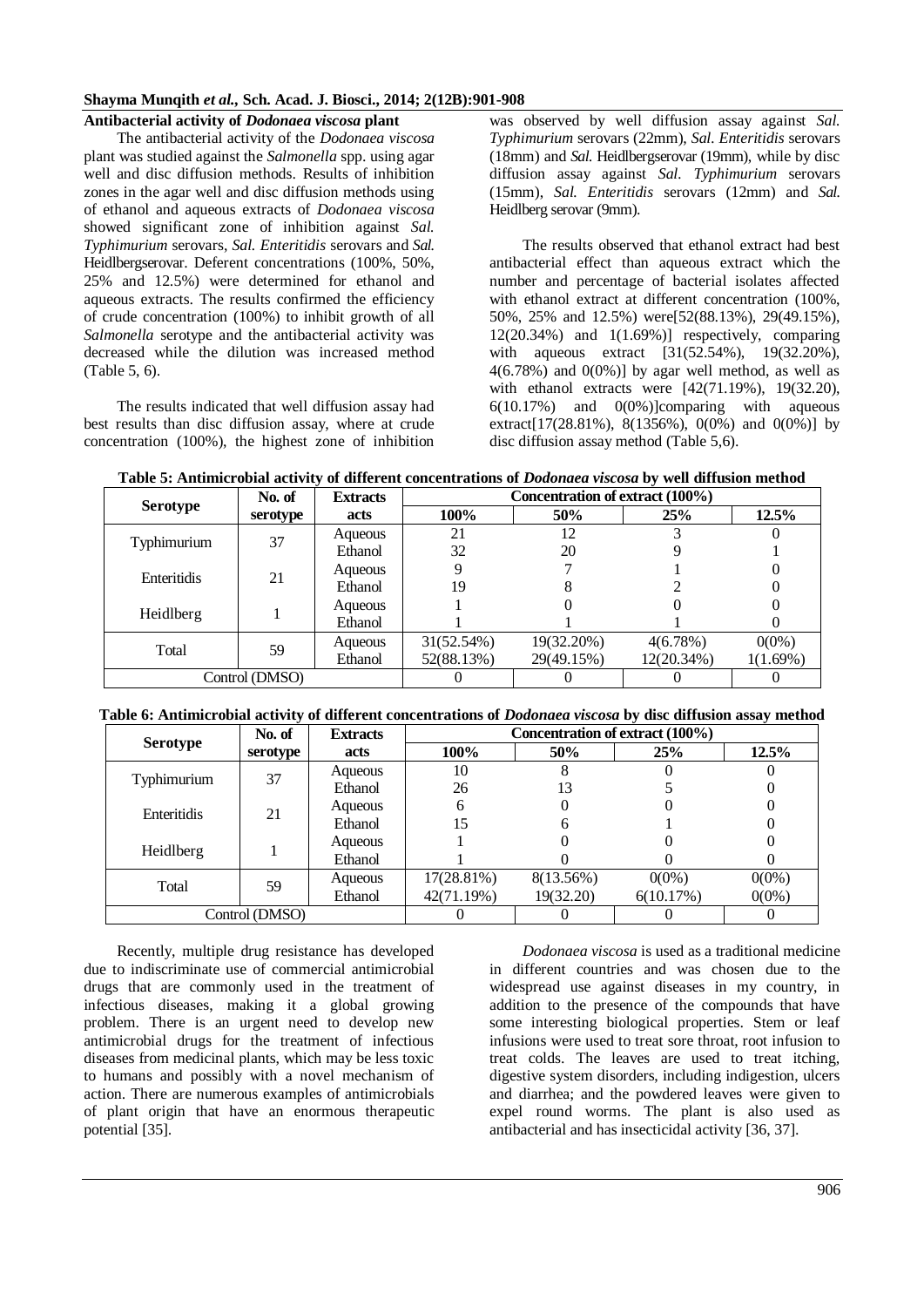### Antibacterial activity of *Dodonaea viscosa* plant

The antibacterial activity of the *Dodonaea viscosa* plant was studied against the *Salmonella* spp. using agar well and disc diffusion methods. Results of inhibition zones in the agar well and disc diffusion methods using of ethanol and aqueous extracts of *Dodonaea viscosa* showed significant zone of inhibition against *Sal. Typhimurium* serovars, *Sal. Enteritidis* serovars and *Sal.* Heidlbergserovar. Deferent concentrations (100%, 50%, 25% and 12.5%) were determined for ethanol and aqueous extracts. The results confirmed the efficiency of crude concentration (100%) to inhibit growth of all *Salmonella* serotype and the antibacterial activity was decreased while the dilution was increased method (Table 5, 6).

The results indicated that well diffusion assay had best results than disc diffusion assay, where at crude concentration (100%), the highest zone of inhibition was observed by well diffusion assay against *Sal. Typhimurium* serovars (22mm), *Sal. Enteritidis* serovars (18mm) and *Sal.* Heidlbergserovar (19mm), while by disc diffusion assay against *Sal. Typhimurium* serovars (15mm), *Sal. Enteritidis* serovars (12mm) and *Sal.* Heidlberg serovar (9mm).

The results observed that ethanol extract had best antibacterial effect than aqueous extract which the number and percentage of bacterial isolates affected with ethanol extract at different concentration (100%, 50%, 25% and 12.5%) were[52(88.13%), 29(49.15%), 12(20.34%) and 1(1.69%)] respectively, comparing with aqueous extract [31(52.54%), 19(32.20%), 4(6.78%) and 0(0%)] by agar well method, as well as with ethanol extracts were [42(71.19%), 19(32.20), 6(10.17%) and 0(0%)]comparing with aqueous extract[17(28.81%), 8(13556%), 0(0%) and 0(0%)] by disc diffusion assay method (Table 5,6).

**Table 5: Antimicrobial activity of different concentrations of *Dodonaea viscosa* by well diffusion method**

| Serotype | No. of serotype | Extracts | Concentration of extract (100%) | | | |
|---|---|---|---|---|---|---|
| | | | 100% | 50% | 25% | 12.5% |
| Typhimurium | 37 | Aqueous | 21 | 12 | 3 | 0 |
| | | Ethanol | 32 | 20 | 9 | 1 |
| Enteritidis | 21 | Aqueous | 9 | 7 | 1 | 0 |
| | | Ethanol | 19 | 8 | 2 | 0 |
| Heidlberg | 1 | Aqueous | 1 | 0 | 0 | 0 |
| | | Ethanol | 1 | 1 | 1 | 0 |
| Total | 59 | Aqueous | 31(52.54%) | 19(32.20%) | 4(6.78%) | 0(0%) |
| | | Ethanol | 52(88.13%) | 29(49.15%) | 12(20.34%) | 1(1.69%) |
| Control (DMSO) | | | 0 | 0 | 0 | 0 |

**Table 6: Antimicrobial activity of different concentrations of *Dodonaea viscosa* by disc diffusion assay method**

| Serotype | No. of serotype | Extracts | Concentration of extract (100%) | | | |
|---|---|---|---|---|---|---|
| | | | 100% | 50% | 25% | 12.5% |
| Typhimurium | 37 | Aqueous | 10 | 8 | 0 | 0 |
| | | Ethanol | 26 | 13 | 5 | 0 |
| Enteritidis | 21 | Aqueous | 6 | 0 | 0 | 0 |
| | | Ethanol | 15 | 6 | 1 | 0 |
| Heidlberg | 1 | Aqueous | 1 | 0 | 0 | 0 |
| | | Ethanol | 1 | 0 | 0 | 0 |
| Total | 59 | Aqueous | 17(28.81%) | 8(13.56%) | 0(0%) | 0(0%) |
| | | Ethanol | 42(71.19%) | 19(32.20) | 6(10.17%) | 0(0%) |
| Control (DMSO) | | | 0 | 0 | 0 | 0 |

Recently, multiple drug resistance has developed due to indiscriminate use of commercial antimicrobial drugs that are commonly used in the treatment of infectious diseases, making it a global growing problem. There is an urgent need to develop new antimicrobial drugs for the treatment of infectious diseases from medicinal plants, which may be less toxic to humans and possibly with a novel mechanism of action. There are numerous examples of antimicrobials of plant origin that have an enormous therapeutic potential [35].

*Dodonaea viscosa* is used as a traditional medicine in different countries and was chosen due to the widespread use against diseases in my country, in addition to the presence of the compounds that have some interesting biological properties. Stem or leaf infusions were used to treat sore throat, root infusion to treat colds. The leaves are used to treat itching, digestive system disorders, including indigestion, ulcers and diarrhea; and the powdered leaves were given to expel round worms. The plant is also used as antibacterial and has insecticidal activity [36, 37].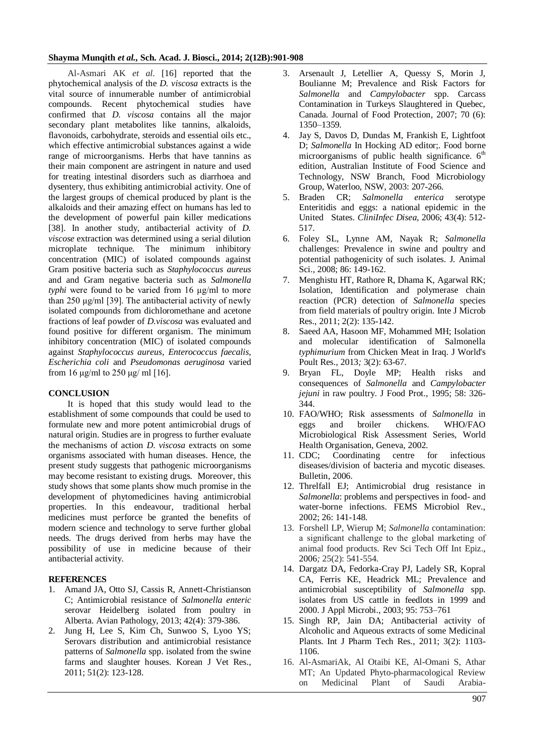Al-Asmari AK *et al*. [16] reported that the phytochemical analysis of the *D. viscosa* extracts is the vital source of innumerable number of antimicrobial compounds. Recent phytochemical studies have confirmed that *D. viscosa* contains all the major secondary plant metabolites like tannins, alkaloids, flavonoids, carbohydrate, steroids and essential oils etc., which effective antimicrobial substances against a wide range of microorganisms. Herbs that have tannins as their main component are astringent in nature and used for treating intestinal disorders such as diarrhoea and dysentery, thus exhibiting antimicrobial activity. One of the largest groups of chemical produced by plant is the alkaloids and their amazing effect on humans has led to the development of powerful pain killer medications [38]. In another study, antibacterial activity of *D. viscose* extraction was determined using a serial dilution microplate technique. The minimum inhibitory concentration (MIC) of isolated compounds against Gram positive bacteria such as *Staphylococcus aureus* and and Gram negative bacteria such as *Salmonella typhi* were found to be varied from 16 μg/ml to more than 250 μg/ml [39]. The antibacterial activity of newly isolated compounds from dichloromethane and acetone fractions of leaf powder of *D.viscosa* was evaluated and found positive for different organism. The minimum inhibitory concentration (MIC) of isolated compounds against *Staphylococcus aureus*, *Enterococcus faecalis*, *Escherichia coli* and *Pseudomonas aeruginosa* varied from 16 μg/ml to 250 μg/ ml [16].

## CONCLUSION

It is hoped that this study would lead to the establishment of some compounds that could be used to formulate new and more potent antimicrobial drugs of natural origin. Studies are in progress to further evaluate the mechanisms of action *D. viscosa* extracts on some organisms associated with human diseases. Hence, the present study suggests that pathogenic microorganisms may become resistant to existing drugs. Moreover, this study shows that some plants show much promise in the development of phytomedicines having antimicrobial properties. In this endeavour, traditional herbal medicines must perforce be granted the benefits of modern science and technology to serve further global needs. The drugs derived from herbs may have the possibility of use in medicine because of their antibacterial activity.

## REFERENCES

1. Amand JA, Otto SJ, Cassis R, Annett-Christianson C; Antimicrobial resistance of *Salmonella enteric* serovar Heidelberg isolated from poultry in Alberta. Avian Pathology, 2013; 42(4): 379-386.
2. Jung H, Lee S, Kim Ch, Sunwoo S, Lyoo YS; Serovars distribution and antimicrobial resistance patterns of *Salmonella* spp. isolated from the swine farms and slaughter houses. Korean J Vet Res., 2011; 51(2): 123-128.
3. Arsenault J, Letellier A, Quessy S, Morin J, Boulianne M; Prevalence and Risk Factors for *Salmonella* and *Campylobacter* spp. Carcass Contamination in Turkeys Slaughtered in Quebec, Canada. Journal of Food Protection, 2007; 70 (6): 1350–1359.
4. Jay S, Davos D, Dundas M, Frankish E, Lightfoot D; *Salmonella* In Hocking AD editor;. Food borne microorganisms of public health significance. 6th edition, Australian Institute of Food Science and Technology, NSW Branch, Food Microbiology Group, Waterloo, NSW, 2003: 207-266.
5. Braden CR; *Salmonella enterica* serotype Enteritidis and eggs: a national epidemic in the United States. *CliniInfec Disea*, 2006; 43(4): 512-517.
6. Foley SL, Lynne AM, Nayak R; *Salmonella* challenges: Prevalence in swine and poultry and potential pathogenicity of such isolates. J. Animal Sci., 2008; 86: 149-162.
7. Menghistu HT, Rathore R, Dhama K, Agarwal RK; Isolation, Identification and polymerase chain reaction (PCR) detection of *Salmonella* species from field materials of poultry origin. Inte J Microb Res., 2011; 2(2): 135-142.
8. Saeed AA, Hasoon MF, Mohammed MH; Isolation and molecular identification of Salmonella *typhimurium* from Chicken Meat in Iraq. J World's Poult Res., 2013; 3(2): 63-67.
9. Bryan FL, Doyle MP; Health risks and consequences of *Salmonella* and *Campylobacter jejuni* in raw poultry. J Food Prot., 1995; 58: 326-344.
10. FAO/WHO; Risk assessments of *Salmonella* in eggs and broiler chickens. WHO/FAO Microbiological Risk Assessment Series, World Health Organisation, Geneva, 2002.
11. CDC; Coordinating centre for infectious diseases/division of bacteria and mycotic diseases. Bulletin, 2006.
12. Threlfall EJ; Antimicrobial drug resistance in *Salmonella*: problems and perspectives in food- and water-borne infections. FEMS Microbiol Rev., 2002; 26: 141-148.
13. Forshell LP, Wierup M; *Salmonella* contamination: a significant challenge to the global marketing of animal food products. Rev Sci Tech Off Int Epiz., 2006; 25(2): 541-554.
14. Dargatz DA, Fedorka-Cray PJ, Ladely SR, Kopral CA, Ferris KE, Headrick ML; Prevalence and antimicrobial susceptibility of *Salmonella* spp. isolates from US cattle in feedlots in 1999 and 2000. J Appl Microbi., 2003; 95: 753–761
15. Singh RP, Jain DA; Antibacterial activity of Alcoholic and Aqueous extracts of some Medicinal Plants. Int J Pharm Tech Res., 2011; 3(2): 1103-1106.
16. Al-AsmariAk, Al Otaibi KE, Al-Omani S, Athar MT; An Updated Phyto-pharmacological Review on Medicinal Plant of Saudi Arabia-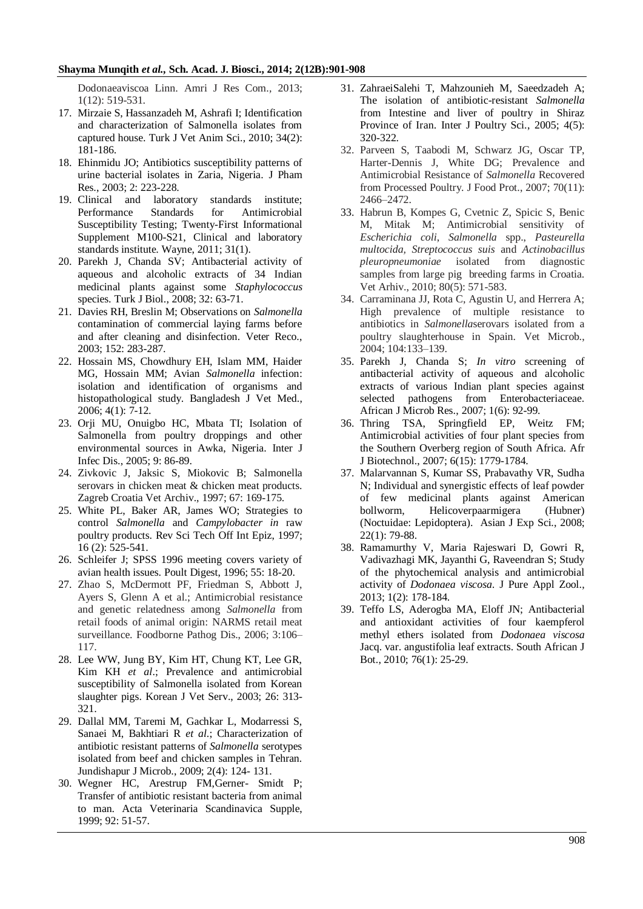Dodonaeaviscoa Linn. Amri J Res Com., 2013; 1(12): 519-531.

17. Mirzaie S, Hassanzadeh M, Ashrafi I; Identification and characterization of Salmonella isolates from captured house. Turk J Vet Anim Sci., 2010; 34(2): 181-186.
18. Ehinmidu JO; Antibiotics susceptibility patterns of urine bacterial isolates in Zaria, Nigeria. J Pham Res., 2003; 2: 223-228.
19. Clinical and laboratory standards institute; Performance Standards for Antimicrobial Susceptibility Testing; Twenty-First Informational Supplement M100-S21, Clinical and laboratory standards institute. Wayne, 2011; 31(1).
20. Parekh J, Chanda SV; Antibacterial activity of aqueous and alcoholic extracts of 34 Indian medicinal plants against some *Staphylococcus* species. Turk J Biol., 2008; 32: 63-71.
21. Davies RH, Breslin M; Observations on *Salmonella* contamination of commercial laying farms before and after cleaning and disinfection. Veter Reco., 2003; 152: 283-287.
22. Hossain MS, Chowdhury EH, Islam MM, Haider MG, Hossain MM; Avian *Salmonella* infection: isolation and identification of organisms and histopathological study. Bangladesh J Vet Med., 2006; 4(1): 7-12.
23. Orji MU, Onuigbo HC, Mbata TI; Isolation of Salmonella from poultry droppings and other environmental sources in Awka, Nigeria. Inter J Infec Dis., 2005; 9: 86-89.
24. Zivkovic J, Jaksic S, Miokovic B; Salmonella serovars in chicken meat & chicken meat products. Zagreb Croatia Vet Archiv., 1997; 67: 169-175.
25. White PL, Baker AR, James WO; Strategies to control *Salmonella* and *Campylobacter in* raw poultry products. Rev Sci Tech Off Int Epiz, 1997; 16 (2): 525-541.
26. Schleifer J; SPSS 1996 meeting covers variety of avian health issues. Poult Digest, 1996; 55: 18-20.
27. Zhao S, McDermott PF, Friedman S, Abbott J, Ayers S, Glenn A et al.; Antimicrobial resistance and genetic relatedness among *Salmonella* from retail foods of animal origin: NARMS retail meat surveillance. Foodborne Pathog Dis., 2006; 3:106–117.
28. Lee WW, Jung BY, Kim HT, Chung KT, Lee GR, Kim KH *et al*.; Prevalence and antimicrobial susceptibility of Salmonella isolated from Korean slaughter pigs. Korean J Vet Serv., 2003; 26: 313-321.
29. Dallal MM, Taremi M, Gachkar L, Modarressi S, Sanaei M, Bakhtiari R *et al*.; Characterization of antibiotic resistant patterns of *Salmonella* serotypes isolated from beef and chicken samples in Tehran. Jundishapur J Microb., 2009; 2(4): 124- 131.
30. Wegner HC, Arestrup FM,Gerner- Smidt P; Transfer of antibiotic resistant bacteria from animal to man. Acta Veterinaria Scandinavica Supple, 1999; 92: 51-57.
31. ZahraeiSalehi T, Mahzounieh M, Saeedzadeh A; The isolation of antibiotic-resistant *Salmonella* from Intestine and liver of poultry in Shiraz Province of Iran. Inter J Poultry Sci., 2005; 4(5): 320-322.
32. Parveen S, Taabodi M, Schwarz JG, Oscar TP, Harter-Dennis J, White DG; Prevalence and Antimicrobial Resistance of *Salmonella* Recovered from Processed Poultry. J Food Prot., 2007; 70(11): 2466–2472.
33. Habrun B, Kompes G, Cvetnic Z, Spicic S, Benic M, Mitak M; Antimicrobial sensitivity of *Escherichia coli*, *Salmonella* spp., *Pasteurella multocida, Streptococcus suis* and *Actinobacillus pleuropneumoniae* isolated from diagnostic samples from large pig breeding farms in Croatia. Vet Arhiv., 2010; 80(5): 571-583.
34. Carraminana JJ, Rota C, Agustin U, and Herrera A; High prevalence of multiple resistance to antibiotics in *Salmonella*serovars isolated from a poultry slaughterhouse in Spain. Vet Microb., 2004; 104:133–139.
35. Parekh J, Chanda S; *In vitro* screening of antibacterial activity of aqueous and alcoholic extracts of various Indian plant species against selected pathogens from Enterobacteriaceae. African J Microb Res., 2007; 1(6): 92-99.
36. Thring TSA, Springfield EP, Weitz FM; Antimicrobial activities of four plant species from the Southern Overberg region of South Africa. Afr J Biotechnol., 2007; 6(15): 1779-1784.
37. Malarvannan S, Kumar SS, Prabavathy VR, Sudha N; Individual and synergistic effects of leaf powder of few medicinal plants against American bollworm, Helicoverpaarmigera (Hubner) (Noctuidae: Lepidoptera). Asian J Exp Sci., 2008; 22(1): 79-88.
38. Ramamurthy V, Maria Rajeswari D, Gowri R, Vadivazhagi MK, Jayanthi G, Raveendran S; Study of the phytochemical analysis and antimicrobial activity of *Dodonaea viscosa*. J Pure Appl Zool., 2013; 1(2): 178-184.
39. Teffo LS, Aderogba MA, Eloff JN; Antibacterial and antioxidant activities of four kaempferol methyl ethers isolated from *Dodonaea viscosa* Jacq. var. angustifolia leaf extracts. South African J Bot., 2010; 76(1): 25-29.